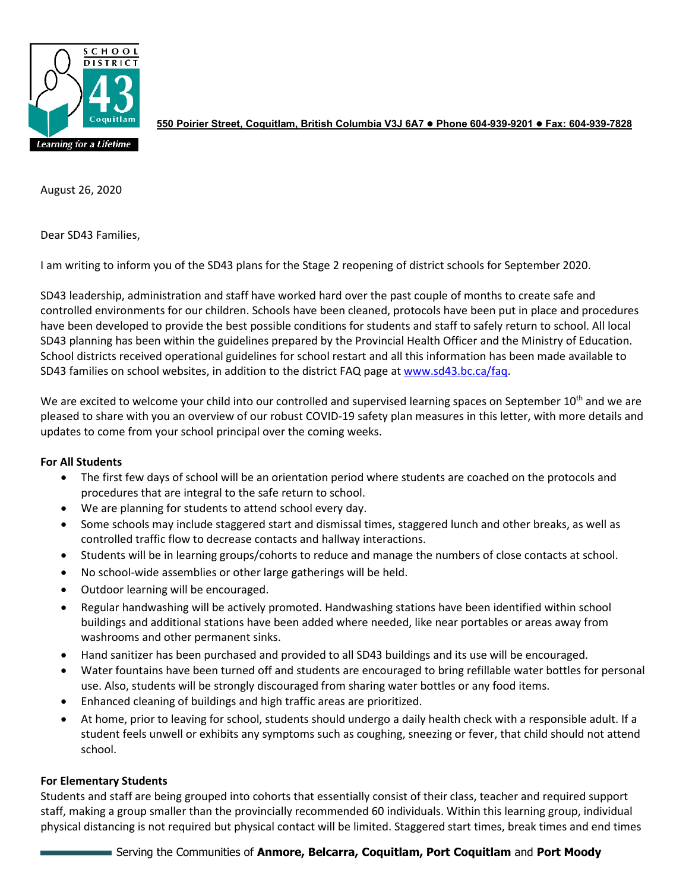550 Poirier Street, Coquitlam, British Columbia V3J 6A7 ● Phone 604-939-9201 ● Fax: 604-939-7828

August 26, 2020

Dear SD43 Families,

I am writing to inform you of the SD43 plans for the Stage 2 reopening of district schools for September 2020.

SD43 leadership, administration and staff have worked hard over the past couple of months to create safe and controlled environments for our children. Schools have been cleaned, protocols have been put in place and procedures have been developed to provide the best possible conditions for students and staff to safely return to school. All local SD43 planning has been within the guidelines prepared by the Provincial Health Officer and the Ministry of Education. School districts received operational guidelines for school restart and all this information has been made available to SD43 families on school websites, in addition to the district FAQ page at [www.sd43.bc.ca/faq](www.sd43.bc.ca/faq).

We are excited to welcome your child into our controlled and supervised learning spaces on September 10th and we are pleased to share with you an overview of our robust COVID-19 safety plan measures in this letter, with more details and updates to come from your school principal over the coming weeks.

**For All Students**

- The first few days of school will be an orientation period where students are coached on the protocols and procedures that are integral to the safe return to school.
- We are planning for students to attend school every day.
- Some schools may include staggered start and dismissal times, staggered lunch and other breaks, as well as controlled traffic flow to decrease contacts and hallway interactions.
- Students will be in learning groups/cohorts to reduce and manage the numbers of close contacts at school.
- No school-wide assemblies or other large gatherings will be held.
- Outdoor learning will be encouraged.
- Regular handwashing will be actively promoted. Handwashing stations have been identified within school buildings and additional stations have been added where needed, like near portables or areas away from washrooms and other permanent sinks.
- Hand sanitizer has been purchased and provided to all SD43 buildings and its use will be encouraged.
- Water fountains have been turned off and students are encouraged to bring refillable water bottles for personal use. Also, students will be strongly discouraged from sharing water bottles or any food items.
- Enhanced cleaning of buildings and high traffic areas are prioritized.
- At home, prior to leaving for school, students should undergo a daily health check with a responsible adult. If a student feels unwell or exhibits any symptoms such as coughing, sneezing or fever, that child should not attend school.

**For Elementary Students**

Students and staff are being grouped into cohorts that essentially consist of their class, teacher and required support staff, making a group smaller than the provincially recommended 60 individuals. Within this learning group, individual physical distancing is not required but physical contact will be limited. Staggered start times, break times and end times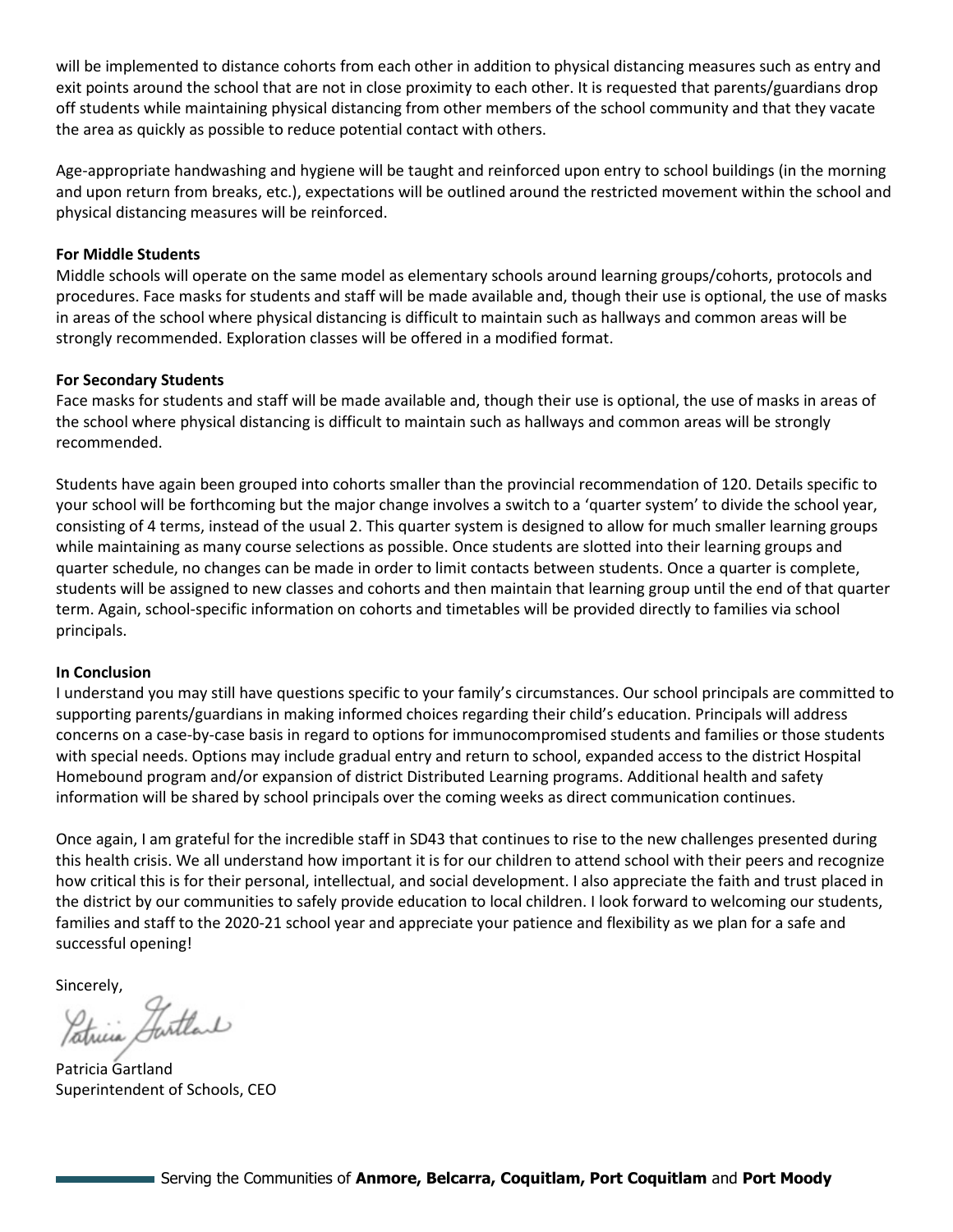will be implemented to distance cohorts from each other in addition to physical distancing measures such as entry and exit points around the school that are not in close proximity to each other. It is requested that parents/guardians drop off students while maintaining physical distancing from other members of the school community and that they vacate the area as quickly as possible to reduce potential contact with others.

Age-appropriate handwashing and hygiene will be taught and reinforced upon entry to school buildings (in the morning and upon return from breaks, etc.), expectations will be outlined around the restricted movement within the school and physical distancing measures will be reinforced.

**For Middle Students**

Middle schools will operate on the same model as elementary schools around learning groups/cohorts, protocols and procedures. Face masks for students and staff will be made available and, though their use is optional, the use of masks in areas of the school where physical distancing is difficult to maintain such as hallways and common areas will be strongly recommended. Exploration classes will be offered in a modified format.

**For Secondary Students**

Face masks for students and staff will be made available and, though their use is optional, the use of masks in areas of the school where physical distancing is difficult to maintain such as hallways and common areas will be strongly recommended.

Students have again been grouped into cohorts smaller than the provincial recommendation of 120. Details specific to your school will be forthcoming but the major change involves a switch to a 'quarter system' to divide the school year, consisting of 4 terms, instead of the usual 2. This quarter system is designed to allow for much smaller learning groups while maintaining as many course selections as possible. Once students are slotted into their learning groups and quarter schedule, no changes can be made in order to limit contacts between students. Once a quarter is complete, students will be assigned to new classes and cohorts and then maintain that learning group until the end of that quarter term. Again, school-specific information on cohorts and timetables will be provided directly to families via school principals.

**In Conclusion**

I understand you may still have questions specific to your family's circumstances. Our school principals are committed to supporting parents/guardians in making informed choices regarding their child's education. Principals will address concerns on a case-by-case basis in regard to options for immunocompromised students and families or those students with special needs. Options may include gradual entry and return to school, expanded access to the district Hospital Homebound program and/or expansion of district Distributed Learning programs. Additional health and safety information will be shared by school principals over the coming weeks as direct communication continues.

Once again, I am grateful for the incredible staff in SD43 that continues to rise to the new challenges presented during this health crisis. We all understand how important it is for our children to attend school with their peers and recognize how critical this is for their personal, intellectual, and social development. I also appreciate the faith and trust placed in the district by our communities to safely provide education to local children. I look forward to welcoming our students, families and staff to the 2020-21 school year and appreciate your patience and flexibility as we plan for a safe and successful opening!

Sincerely,

Patricia Gartland

Patricia Gartland
Superintendent of Schools, CEO

Serving the Communities of **Anmore, Belcarra, Coquitlam, Port Coquitlam** and **Port Moody**